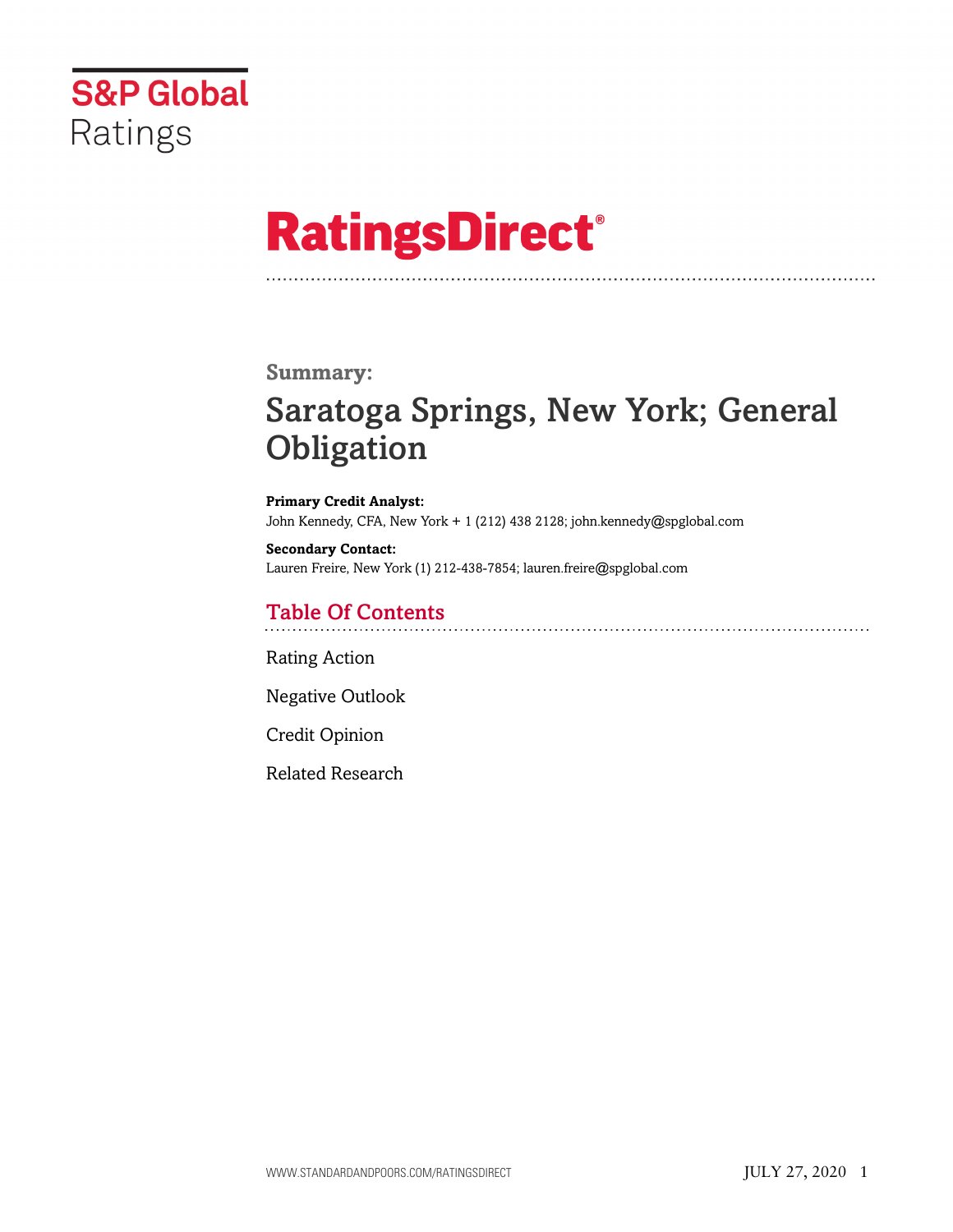S&P Global Ratings

# RatingsDirect®

## Summary:

# Saratoga Springs, New York; General Obligation

**Primary Credit Analyst:**
John Kennedy, CFA, New York + 1 (212) 438 2128; john.kennedy@spglobal.com

**Secondary Contact:**
Lauren Freire, New York (1) 212-438-7854; lauren.freire@spglobal.com

## Table Of Contents

Rating Action

Negative Outlook

Credit Opinion

Related Research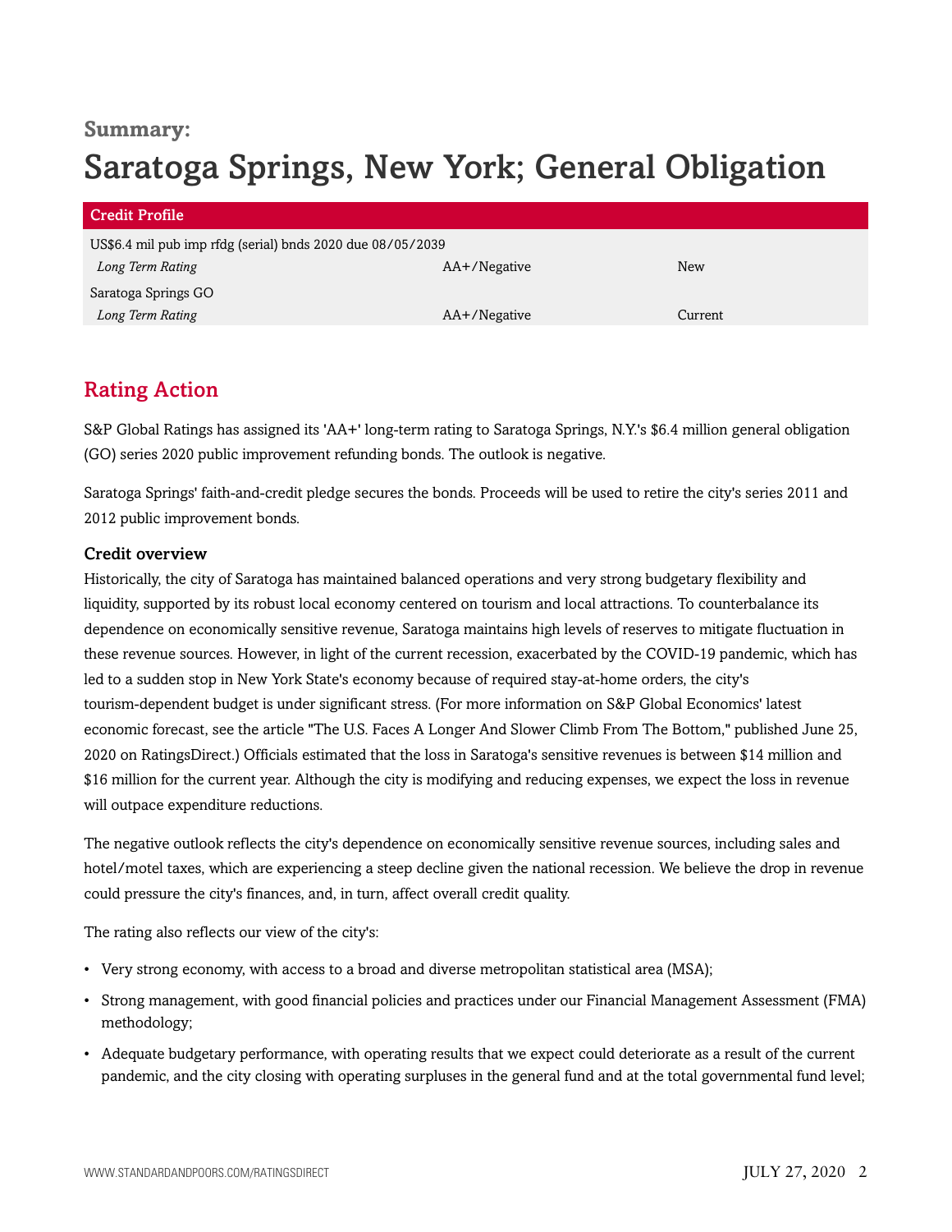**Summary:**

# Saratoga Springs, New York; General Obligation

| Credit Profile | | |
|---|---|---|
| US$6.4 mil pub imp rfdg (serial) bnds 2020 due 08/05/2039 | | |
| *Long Term Rating* | AA+/Negative | New |
| Saratoga Springs GO | | |
| *Long Term Rating* | AA+/Negative | Current |

## Rating Action

S&P Global Ratings has assigned its 'AA+' long-term rating to Saratoga Springs, N.Y.'s $6.4 million general obligation (GO) series 2020 public improvement refunding bonds. The outlook is negative.

Saratoga Springs' faith-and-credit pledge secures the bonds. Proceeds will be used to retire the city's series 2011 and 2012 public improvement bonds.

### Credit overview

Historically, the city of Saratoga has maintained balanced operations and very strong budgetary flexibility and liquidity, supported by its robust local economy centered on tourism and local attractions. To counterbalance its dependence on economically sensitive revenue, Saratoga maintains high levels of reserves to mitigate fluctuation in these revenue sources. However, in light of the current recession, exacerbated by the COVID-19 pandemic, which has led to a sudden stop in New York State's economy because of required stay-at-home orders, the city's tourism-dependent budget is under significant stress. (For more information on S&P Global Economics' latest economic forecast, see the article "The U.S. Faces A Longer And Slower Climb From The Bottom," published June 25, 2020 on RatingsDirect.) Officials estimated that the loss in Saratoga's sensitive revenues is between $14 million and $16 million for the current year. Although the city is modifying and reducing expenses, we expect the loss in revenue will outpace expenditure reductions.

The negative outlook reflects the city's dependence on economically sensitive revenue sources, including sales and hotel/motel taxes, which are experiencing a steep decline given the national recession. We believe the drop in revenue could pressure the city's finances, and, in turn, affect overall credit quality.

The rating also reflects our view of the city's:

- Very strong economy, with access to a broad and diverse metropolitan statistical area (MSA);
- Strong management, with good financial policies and practices under our Financial Management Assessment (FMA) methodology;
- Adequate budgetary performance, with operating results that we expect could deteriorate as a result of the current pandemic, and the city closing with operating surpluses in the general fund and at the total governmental fund level;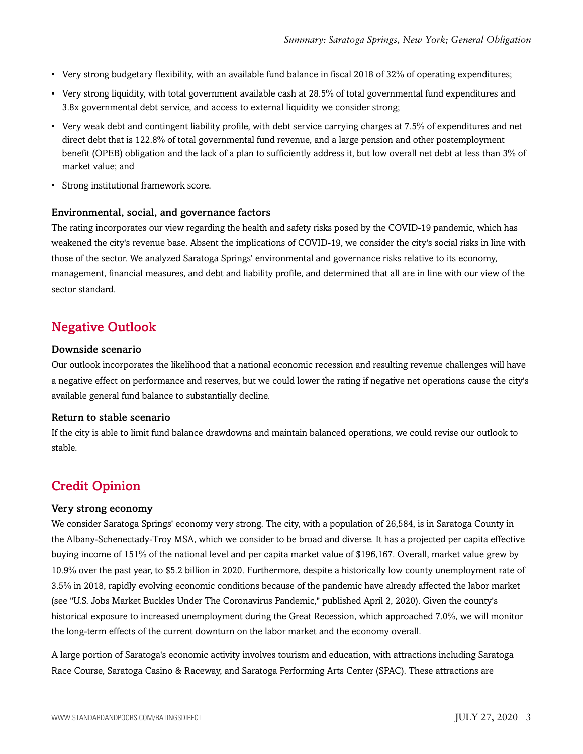- Very strong budgetary flexibility, with an available fund balance in fiscal 2018 of 32% of operating expenditures;
- Very strong liquidity, with total government available cash at 28.5% of total governmental fund expenditures and 3.8x governmental debt service, and access to external liquidity we consider strong;
- Very weak debt and contingent liability profile, with debt service carrying charges at 7.5% of expenditures and net direct debt that is 122.8% of total governmental fund revenue, and a large pension and other postemployment benefit (OPEB) obligation and the lack of a plan to sufficiently address it, but low overall net debt at less than 3% of market value; and
- Strong institutional framework score.

### Environmental, social, and governance factors

The rating incorporates our view regarding the health and safety risks posed by the COVID-19 pandemic, which has weakened the city's revenue base. Absent the implications of COVID-19, we consider the city's social risks in line with those of the sector. We analyzed Saratoga Springs' environmental and governance risks relative to its economy, management, financial measures, and debt and liability profile, and determined that all are in line with our view of the sector standard.

## Negative Outlook

### Downside scenario

Our outlook incorporates the likelihood that a national economic recession and resulting revenue challenges will have a negative effect on performance and reserves, but we could lower the rating if negative net operations cause the city's available general fund balance to substantially decline.

### Return to stable scenario

If the city is able to limit fund balance drawdowns and maintain balanced operations, we could revise our outlook to stable.

## Credit Opinion

### Very strong economy

We consider Saratoga Springs' economy very strong. The city, with a population of 26,584, is in Saratoga County in the Albany-Schenectady-Troy MSA, which we consider to be broad and diverse. It has a projected per capita effective buying income of 151% of the national level and per capita market value of $196,167. Overall, market value grew by 10.9% over the past year, to $5.2 billion in 2020. Furthermore, despite a historically low county unemployment rate of 3.5% in 2018, rapidly evolving economic conditions because of the pandemic have already affected the labor market (see "U.S. Jobs Market Buckles Under The Coronavirus Pandemic," published April 2, 2020). Given the county's historical exposure to increased unemployment during the Great Recession, which approached 7.0%, we will monitor the long-term effects of the current downturn on the labor market and the economy overall.

A large portion of Saratoga's economic activity involves tourism and education, with attractions including Saratoga Race Course, Saratoga Casino & Raceway, and Saratoga Performing Arts Center (SPAC). These attractions are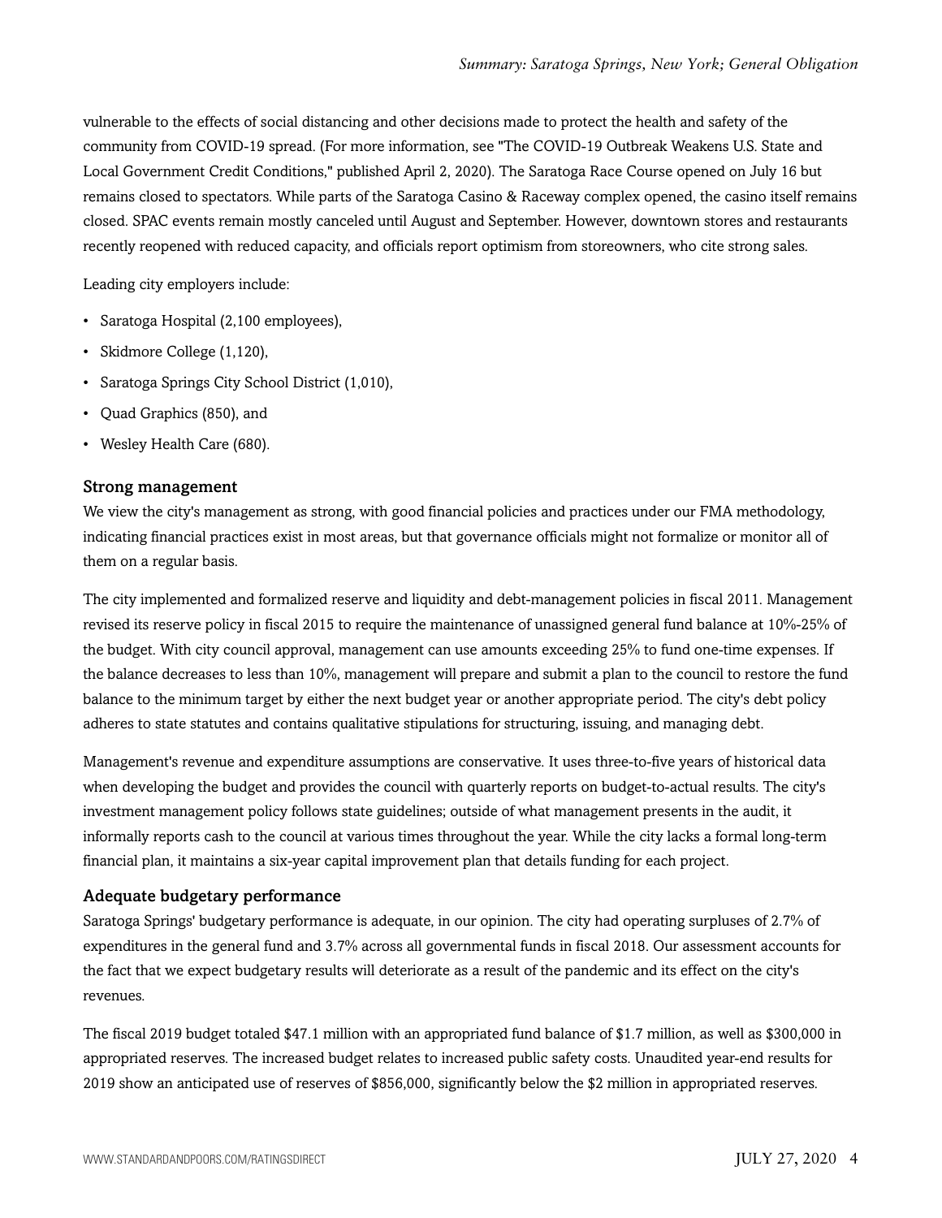vulnerable to the effects of social distancing and other decisions made to protect the health and safety of the community from COVID-19 spread. (For more information, see "The COVID-19 Outbreak Weakens U.S. State and Local Government Credit Conditions," published April 2, 2020). The Saratoga Race Course opened on July 16 but remains closed to spectators. While parts of the Saratoga Casino & Raceway complex opened, the casino itself remains closed. SPAC events remain mostly canceled until August and September. However, downtown stores and restaurants recently reopened with reduced capacity, and officials report optimism from storeowners, who cite strong sales.

Leading city employers include:

- Saratoga Hospital (2,100 employees),
- Skidmore College (1,120),
- Saratoga Springs City School District (1,010),
- Quad Graphics (850), and
- Wesley Health Care (680).

### Strong management

We view the city's management as strong, with good financial policies and practices under our FMA methodology, indicating financial practices exist in most areas, but that governance officials might not formalize or monitor all of them on a regular basis.

The city implemented and formalized reserve and liquidity and debt-management policies in fiscal 2011. Management revised its reserve policy in fiscal 2015 to require the maintenance of unassigned general fund balance at 10%-25% of the budget. With city council approval, management can use amounts exceeding 25% to fund one-time expenses. If the balance decreases to less than 10%, management will prepare and submit a plan to the council to restore the fund balance to the minimum target by either the next budget year or another appropriate period. The city's debt policy adheres to state statutes and contains qualitative stipulations for structuring, issuing, and managing debt.

Management's revenue and expenditure assumptions are conservative. It uses three-to-five years of historical data when developing the budget and provides the council with quarterly reports on budget-to-actual results. The city's investment management policy follows state guidelines; outside of what management presents in the audit, it informally reports cash to the council at various times throughout the year. While the city lacks a formal long-term financial plan, it maintains a six-year capital improvement plan that details funding for each project.

### Adequate budgetary performance

Saratoga Springs' budgetary performance is adequate, in our opinion. The city had operating surpluses of 2.7% of expenditures in the general fund and 3.7% across all governmental funds in fiscal 2018. Our assessment accounts for the fact that we expect budgetary results will deteriorate as a result of the pandemic and its effect on the city's revenues.

The fiscal 2019 budget totaled $47.1 million with an appropriated fund balance of $1.7 million, as well as $300,000 in appropriated reserves. The increased budget relates to increased public safety costs. Unaudited year-end results for 2019 show an anticipated use of reserves of $856,000, significantly below the $2 million in appropriated reserves.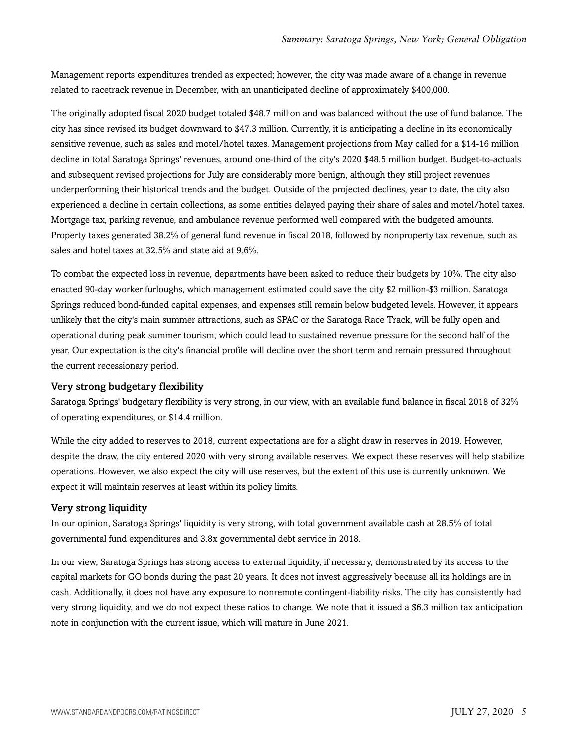Management reports expenditures trended as expected; however, the city was made aware of a change in revenue related to racetrack revenue in December, with an unanticipated decline of approximately $400,000.

The originally adopted fiscal 2020 budget totaled $48.7 million and was balanced without the use of fund balance. The city has since revised its budget downward to $47.3 million. Currently, it is anticipating a decline in its economically sensitive revenue, such as sales and motel/hotel taxes. Management projections from May called for a $14-16 million decline in total Saratoga Springs' revenues, around one-third of the city's 2020 $48.5 million budget. Budget-to-actuals and subsequent revised projections for July are considerably more benign, although they still project revenues underperforming their historical trends and the budget. Outside of the projected declines, year to date, the city also experienced a decline in certain collections, as some entities delayed paying their share of sales and motel/hotel taxes. Mortgage tax, parking revenue, and ambulance revenue performed well compared with the budgeted amounts. Property taxes generated 38.2% of general fund revenue in fiscal 2018, followed by nonproperty tax revenue, such as sales and hotel taxes at 32.5% and state aid at 9.6%.

To combat the expected loss in revenue, departments have been asked to reduce their budgets by 10%. The city also enacted 90-day worker furloughs, which management estimated could save the city $2 million-$3 million. Saratoga Springs reduced bond-funded capital expenses, and expenses still remain below budgeted levels. However, it appears unlikely that the city's main summer attractions, such as SPAC or the Saratoga Race Track, will be fully open and operational during peak summer tourism, which could lead to sustained revenue pressure for the second half of the year. Our expectation is the city's financial profile will decline over the short term and remain pressured throughout the current recessionary period.

### Very strong budgetary flexibility

Saratoga Springs' budgetary flexibility is very strong, in our view, with an available fund balance in fiscal 2018 of 32% of operating expenditures, or $14.4 million.

While the city added to reserves to 2018, current expectations are for a slight draw in reserves in 2019. However, despite the draw, the city entered 2020 with very strong available reserves. We expect these reserves will help stabilize operations. However, we also expect the city will use reserves, but the extent of this use is currently unknown. We expect it will maintain reserves at least within its policy limits.

### Very strong liquidity

In our opinion, Saratoga Springs' liquidity is very strong, with total government available cash at 28.5% of total governmental fund expenditures and 3.8x governmental debt service in 2018.

In our view, Saratoga Springs has strong access to external liquidity, if necessary, demonstrated by its access to the capital markets for GO bonds during the past 20 years. It does not invest aggressively because all its holdings are in cash. Additionally, it does not have any exposure to nonremote contingent-liability risks. The city has consistently had very strong liquidity, and we do not expect these ratios to change. We note that it issued a $6.3 million tax anticipation note in conjunction with the current issue, which will mature in June 2021.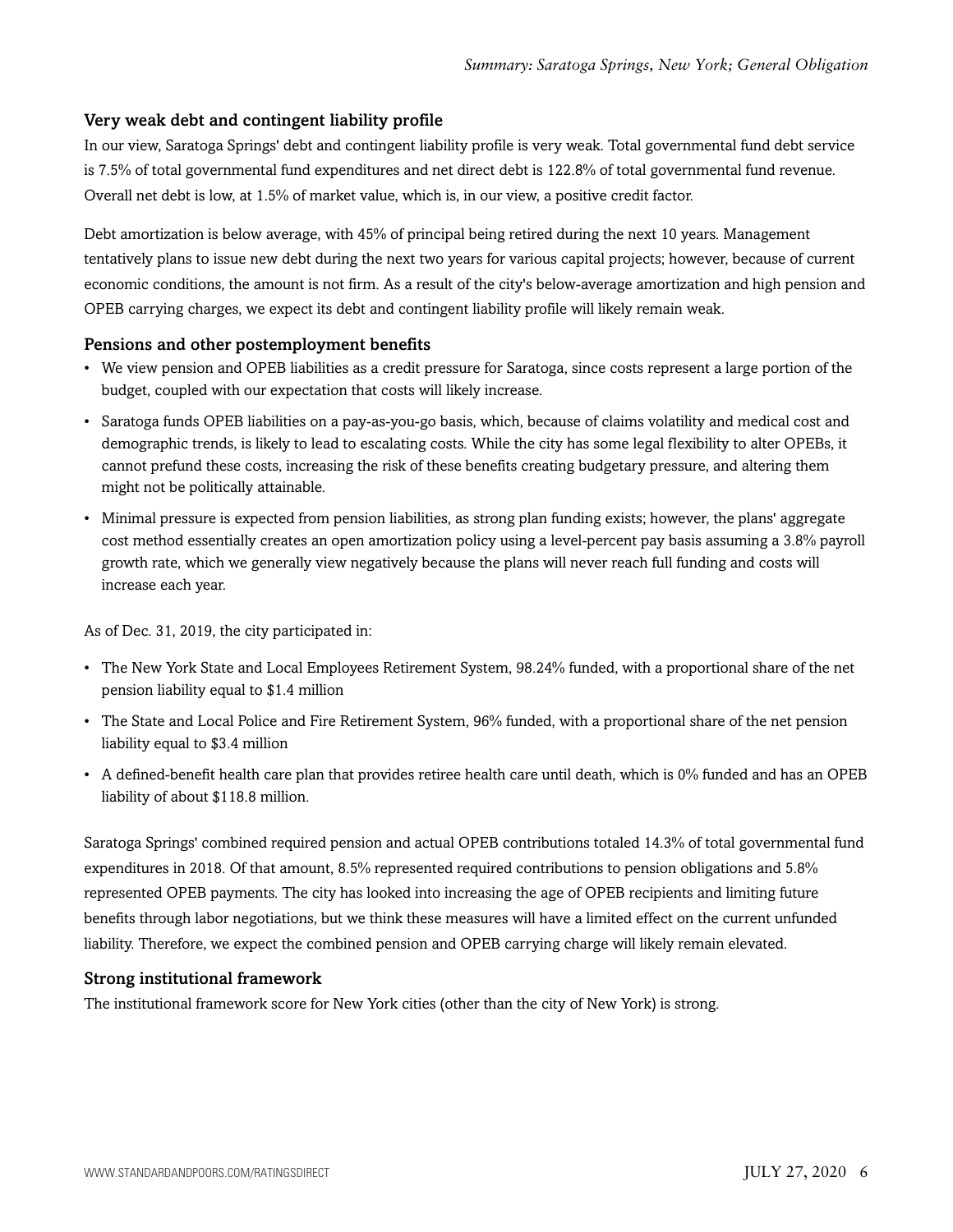### Very weak debt and contingent liability profile

In our view, Saratoga Springs' debt and contingent liability profile is very weak. Total governmental fund debt service is 7.5% of total governmental fund expenditures and net direct debt is 122.8% of total governmental fund revenue. Overall net debt is low, at 1.5% of market value, which is, in our view, a positive credit factor.

Debt amortization is below average, with 45% of principal being retired during the next 10 years. Management tentatively plans to issue new debt during the next two years for various capital projects; however, because of current economic conditions, the amount is not firm. As a result of the city's below-average amortization and high pension and OPEB carrying charges, we expect its debt and contingent liability profile will likely remain weak.

### Pensions and other postemployment benefits

- We view pension and OPEB liabilities as a credit pressure for Saratoga, since costs represent a large portion of the budget, coupled with our expectation that costs will likely increase.
- Saratoga funds OPEB liabilities on a pay-as-you-go basis, which, because of claims volatility and medical cost and demographic trends, is likely to lead to escalating costs. While the city has some legal flexibility to alter OPEBs, it cannot prefund these costs, increasing the risk of these benefits creating budgetary pressure, and altering them might not be politically attainable.
- Minimal pressure is expected from pension liabilities, as strong plan funding exists; however, the plans' aggregate cost method essentially creates an open amortization policy using a level-percent pay basis assuming a 3.8% payroll growth rate, which we generally view negatively because the plans will never reach full funding and costs will increase each year.

As of Dec. 31, 2019, the city participated in:

- The New York State and Local Employees Retirement System, 98.24% funded, with a proportional share of the net pension liability equal to $1.4 million
- The State and Local Police and Fire Retirement System, 96% funded, with a proportional share of the net pension liability equal to $3.4 million
- A defined-benefit health care plan that provides retiree health care until death, which is 0% funded and has an OPEB liability of about $118.8 million.

Saratoga Springs' combined required pension and actual OPEB contributions totaled 14.3% of total governmental fund expenditures in 2018. Of that amount, 8.5% represented required contributions to pension obligations and 5.8% represented OPEB payments. The city has looked into increasing the age of OPEB recipients and limiting future benefits through labor negotiations, but we think these measures will have a limited effect on the current unfunded liability. Therefore, we expect the combined pension and OPEB carrying charge will likely remain elevated.

### Strong institutional framework

The institutional framework score for New York cities (other than the city of New York) is strong.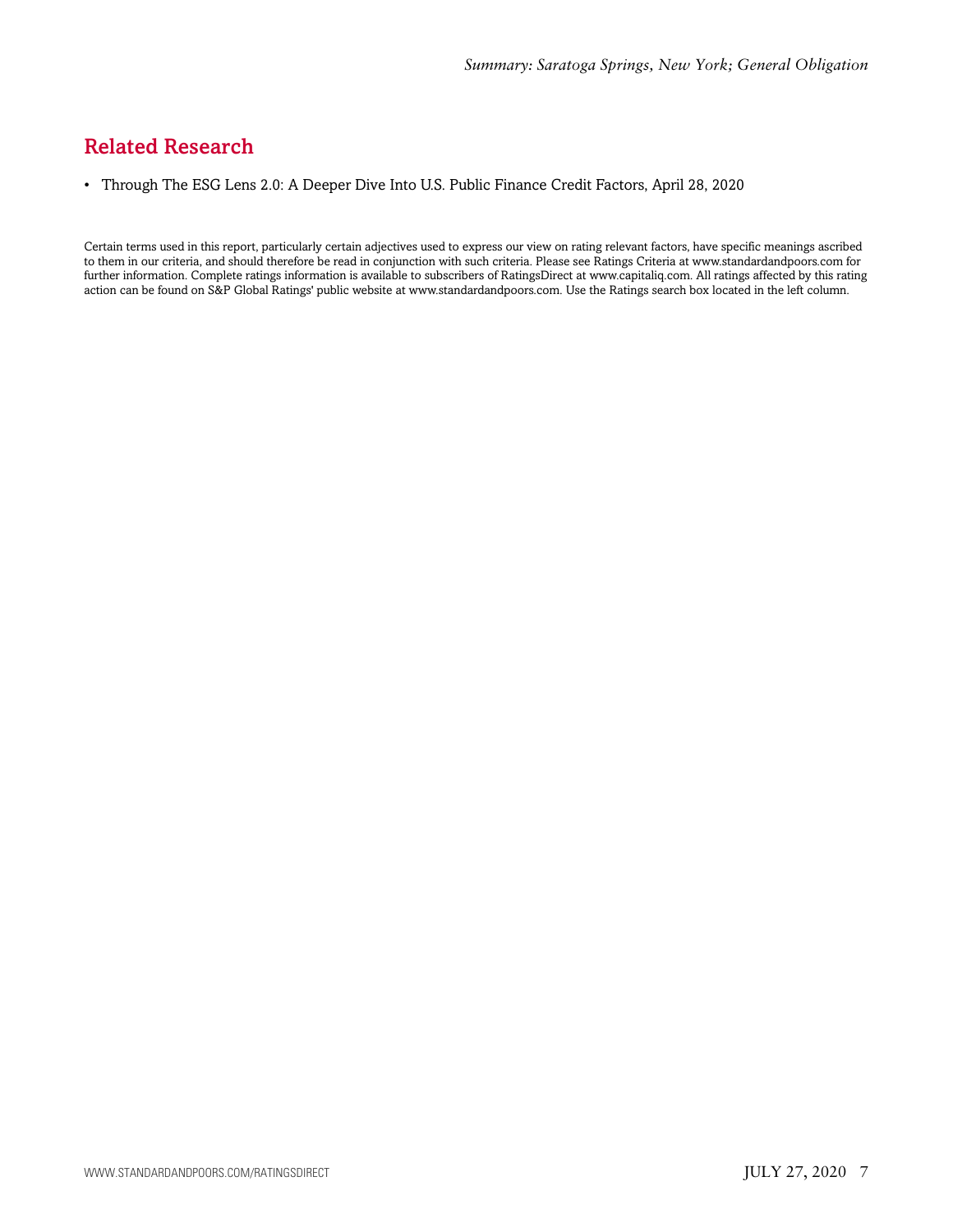## Related Research

- Through The ESG Lens 2.0: A Deeper Dive Into U.S. Public Finance Credit Factors, April 28, 2020

Certain terms used in this report, particularly certain adjectives used to express our view on rating relevant factors, have specific meanings ascribed to them in our criteria, and should therefore be read in conjunction with such criteria. Please see Ratings Criteria at www.standardandpoors.com for further information. Complete ratings information is available to subscribers of RatingsDirect at www.capitaliq.com. All ratings affected by this rating action can be found on S&P Global Ratings' public website at www.standardandpoors.com. Use the Ratings search box located in the left column.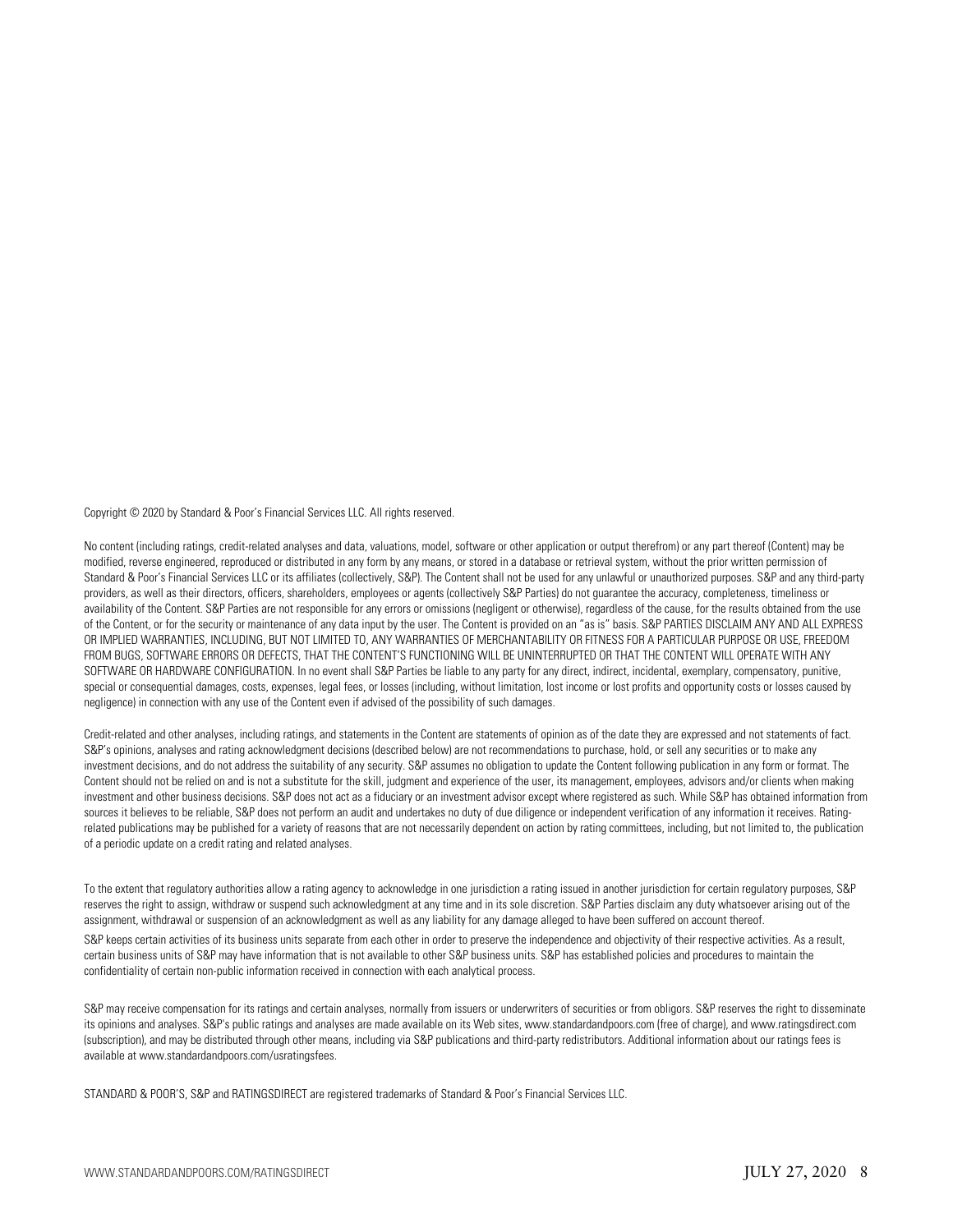Copyright © 2020 by Standard & Poor's Financial Services LLC. All rights reserved.

No content (including ratings, credit-related analyses and data, valuations, model, software or other application or output therefrom) or any part thereof (Content) may be modified, reverse engineered, reproduced or distributed in any form by any means, or stored in a database or retrieval system, without the prior written permission of Standard & Poor's Financial Services LLC or its affiliates (collectively, S&P). The Content shall not be used for any unlawful or unauthorized purposes. S&P and any third-party providers, as well as their directors, officers, shareholders, employees or agents (collectively S&P Parties) do not guarantee the accuracy, completeness, timeliness or availability of the Content. S&P Parties are not responsible for any errors or omissions (negligent or otherwise), regardless of the cause, for the results obtained from the use of the Content, or for the security or maintenance of any data input by the user. The Content is provided on an "as is" basis. S&P PARTIES DISCLAIM ANY AND ALL EXPRESS OR IMPLIED WARRANTIES, INCLUDING, BUT NOT LIMITED TO, ANY WARRANTIES OF MERCHANTABILITY OR FITNESS FOR A PARTICULAR PURPOSE OR USE, FREEDOM FROM BUGS, SOFTWARE ERRORS OR DEFECTS, THAT THE CONTENT'S FUNCTIONING WILL BE UNINTERRUPTED OR THAT THE CONTENT WILL OPERATE WITH ANY SOFTWARE OR HARDWARE CONFIGURATION. In no event shall S&P Parties be liable to any party for any direct, indirect, incidental, exemplary, compensatory, punitive, special or consequential damages, costs, expenses, legal fees, or losses (including, without limitation, lost income or lost profits and opportunity costs or losses caused by negligence) in connection with any use of the Content even if advised of the possibility of such damages.

Credit-related and other analyses, including ratings, and statements in the Content are statements of opinion as of the date they are expressed and not statements of fact. S&P's opinions, analyses and rating acknowledgment decisions (described below) are not recommendations to purchase, hold, or sell any securities or to make any investment decisions, and do not address the suitability of any security. S&P assumes no obligation to update the Content following publication in any form or format. The Content should not be relied on and is not a substitute for the skill, judgment and experience of the user, its management, employees, advisors and/or clients when making investment and other business decisions. S&P does not act as a fiduciary or an investment advisor except where registered as such. While S&P has obtained information from sources it believes to be reliable, S&P does not perform an audit and undertakes no duty of due diligence or independent verification of any information it receives. Rating-related publications may be published for a variety of reasons that are not necessarily dependent on action by rating committees, including, but not limited to, the publication of a periodic update on a credit rating and related analyses.

To the extent that regulatory authorities allow a rating agency to acknowledge in one jurisdiction a rating issued in another jurisdiction for certain regulatory purposes, S&P reserves the right to assign, withdraw or suspend such acknowledgment at any time and in its sole discretion. S&P Parties disclaim any duty whatsoever arising out of the assignment, withdrawal or suspension of an acknowledgment as well as any liability for any damage alleged to have been suffered on account thereof.

S&P keeps certain activities of its business units separate from each other in order to preserve the independence and objectivity of their respective activities. As a result, certain business units of S&P may have information that is not available to other S&P business units. S&P has established policies and procedures to maintain the confidentiality of certain non-public information received in connection with each analytical process.

S&P may receive compensation for its ratings and certain analyses, normally from issuers or underwriters of securities or from obligors. S&P reserves the right to disseminate its opinions and analyses. S&P's public ratings and analyses are made available on its Web sites, www.standardandpoors.com (free of charge), and www.ratingsdirect.com (subscription), and may be distributed through other means, including via S&P publications and third-party redistributors. Additional information about our ratings fees is available at www.standardandpoors.com/usratingsfees.

STANDARD & POOR'S, S&P and RATINGSDIRECT are registered trademarks of Standard & Poor's Financial Services LLC.